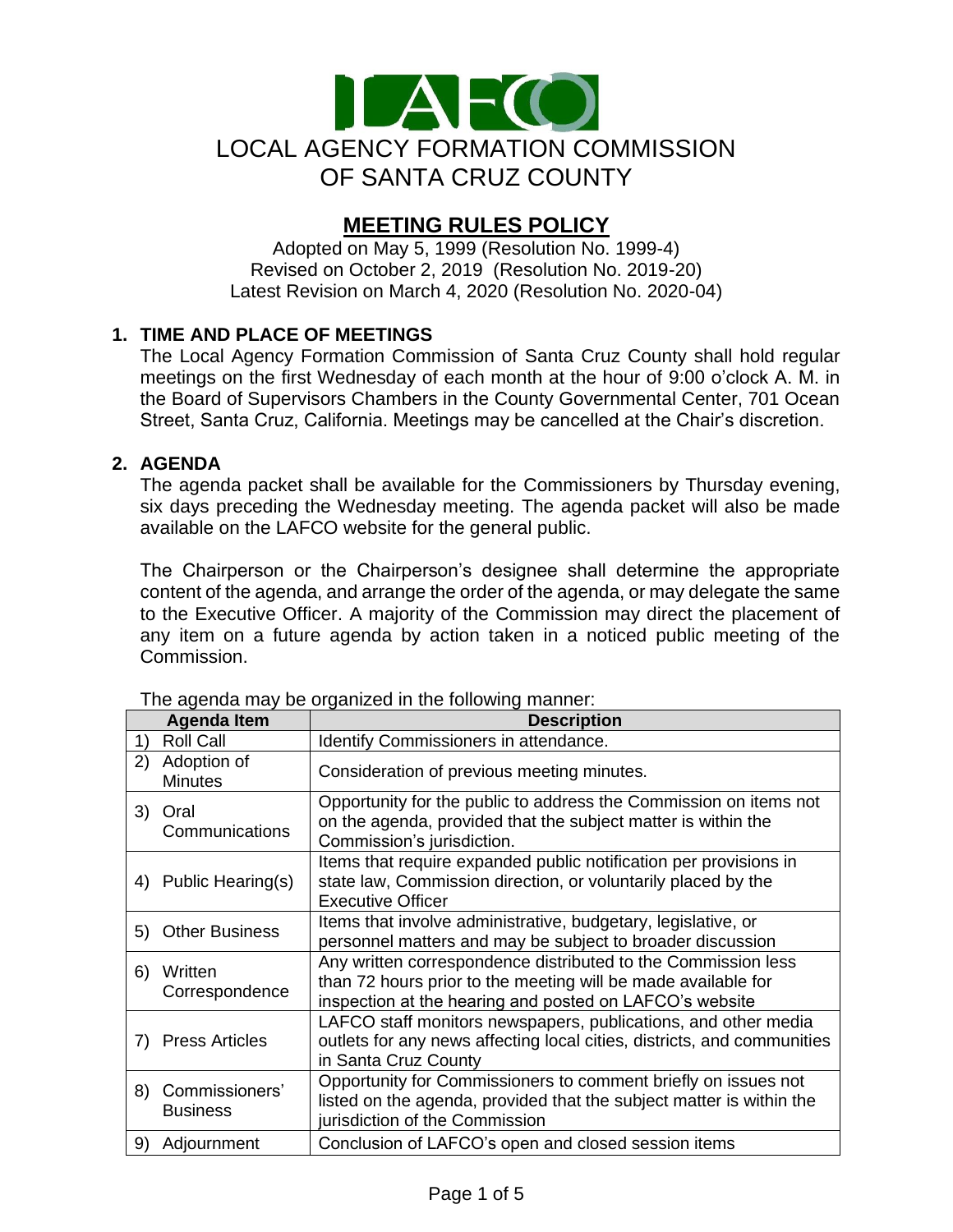# LAFCO

# LOCAL AGENCY FORMATION COMMISSION OF SANTA CRUZ COUNTY

## MEETING RULES POLICY

Adopted on May 5, 1999 (Resolution No. 1999-4)
Revised on October 2, 2019 (Resolution No. 2019-20)
Latest Revision on March 4, 2020 (Resolution No. 2020-04)

### 1. TIME AND PLACE OF MEETINGS

The Local Agency Formation Commission of Santa Cruz County shall hold regular meetings on the first Wednesday of each month at the hour of 9:00 o'clock A. M. in the Board of Supervisors Chambers in the County Governmental Center, 701 Ocean Street, Santa Cruz, California. Meetings may be cancelled at the Chair's discretion.

### 2. AGENDA

The agenda packet shall be available for the Commissioners by Thursday evening, six days preceding the Wednesday meeting. The agenda packet will also be made available on the LAFCO website for the general public.

The Chairperson or the Chairperson's designee shall determine the appropriate content of the agenda, and arrange the order of the agenda, or may delegate the same to the Executive Officer. A majority of the Commission may direct the placement of any item on a future agenda by action taken in a noticed public meeting of the Commission.

The agenda may be organized in the following manner:

| Agenda Item | Description |
|---|---|
| 1) Roll Call | Identify Commissioners in attendance. |
| 2) Adoption of Minutes | Consideration of previous meeting minutes. |
| 3) Oral Communications | Opportunity for the public to address the Commission on items not on the agenda, provided that the subject matter is within the Commission's jurisdiction. |
| 4) Public Hearing(s) | Items that require expanded public notification per provisions in state law, Commission direction, or voluntarily placed by the Executive Officer |
| 5) Other Business | Items that involve administrative, budgetary, legislative, or personnel matters and may be subject to broader discussion |
| 6) Written Correspondence | Any written correspondence distributed to the Commission less than 72 hours prior to the meeting will be made available for inspection at the hearing and posted on LAFCO's website |
| 7) Press Articles | LAFCO staff monitors newspapers, publications, and other media outlets for any news affecting local cities, districts, and communities in Santa Cruz County |
| 8) Commissioners' Business | Opportunity for Commissioners to comment briefly on issues not listed on the agenda, provided that the subject matter is within the jurisdiction of the Commission |
| 9) Adjournment | Conclusion of LAFCO's open and closed session items |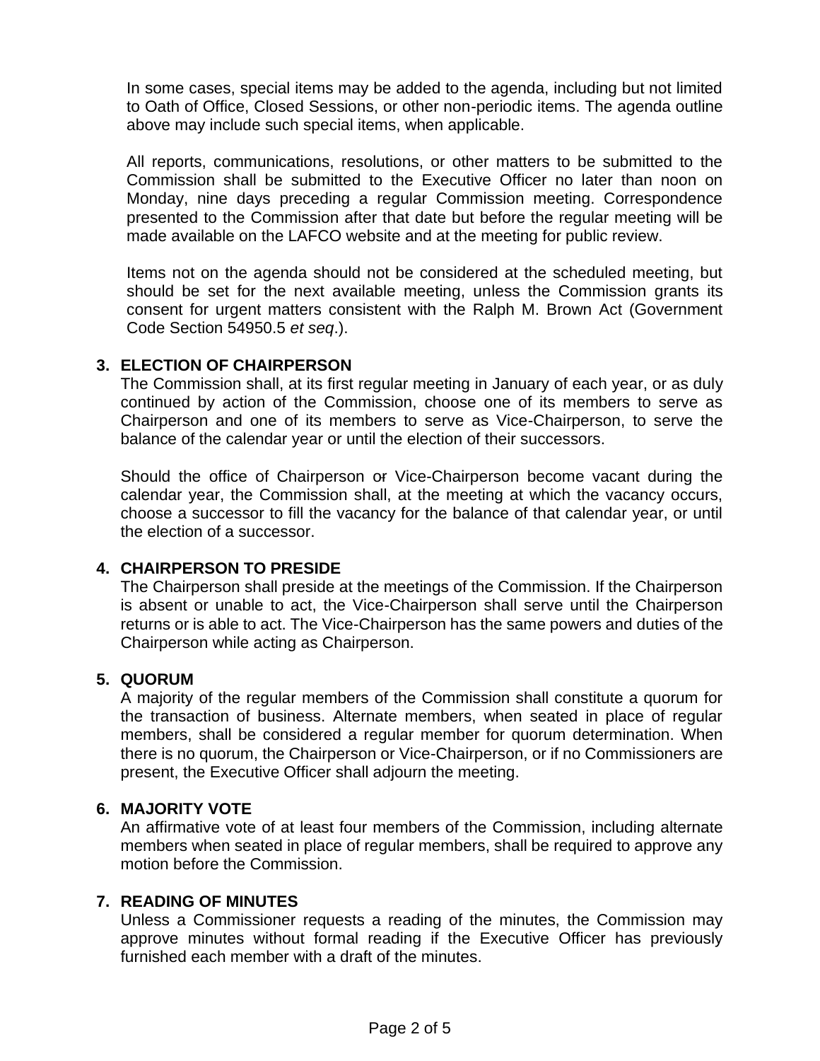In some cases, special items may be added to the agenda, including but not limited to Oath of Office, Closed Sessions, or other non-periodic items. The agenda outline above may include such special items, when applicable.

All reports, communications, resolutions, or other matters to be submitted to the Commission shall be submitted to the Executive Officer no later than noon on Monday, nine days preceding a regular Commission meeting. Correspondence presented to the Commission after that date but before the regular meeting will be made available on the LAFCO website and at the meeting for public review.

Items not on the agenda should not be considered at the scheduled meeting, but should be set for the next available meeting, unless the Commission grants its consent for urgent matters consistent with the Ralph M. Brown Act (Government Code Section 54950.5 *et seq*.).

**3. ELECTION OF CHAIRPERSON**

The Commission shall, at its first regular meeting in January of each year, or as duly continued by action of the Commission, choose one of its members to serve as Chairperson and one of its members to serve as Vice-Chairperson, to serve the balance of the calendar year or until the election of their successors.

Should the office of Chairperson or Vice-Chairperson become vacant during the calendar year, the Commission shall, at the meeting at which the vacancy occurs, choose a successor to fill the vacancy for the balance of that calendar year, or until the election of a successor.

**4. CHAIRPERSON TO PRESIDE**

The Chairperson shall preside at the meetings of the Commission. If the Chairperson is absent or unable to act, the Vice-Chairperson shall serve until the Chairperson returns or is able to act. The Vice-Chairperson has the same powers and duties of the Chairperson while acting as Chairperson.

**5. QUORUM**

A majority of the regular members of the Commission shall constitute a quorum for the transaction of business. Alternate members, when seated in place of regular members, shall be considered a regular member for quorum determination. When there is no quorum, the Chairperson or Vice-Chairperson, or if no Commissioners are present, the Executive Officer shall adjourn the meeting.

**6. MAJORITY VOTE**

An affirmative vote of at least four members of the Commission, including alternate members when seated in place of regular members, shall be required to approve any motion before the Commission.

**7. READING OF MINUTES**

Unless a Commissioner requests a reading of the minutes, the Commission may approve minutes without formal reading if the Executive Officer has previously furnished each member with a draft of the minutes.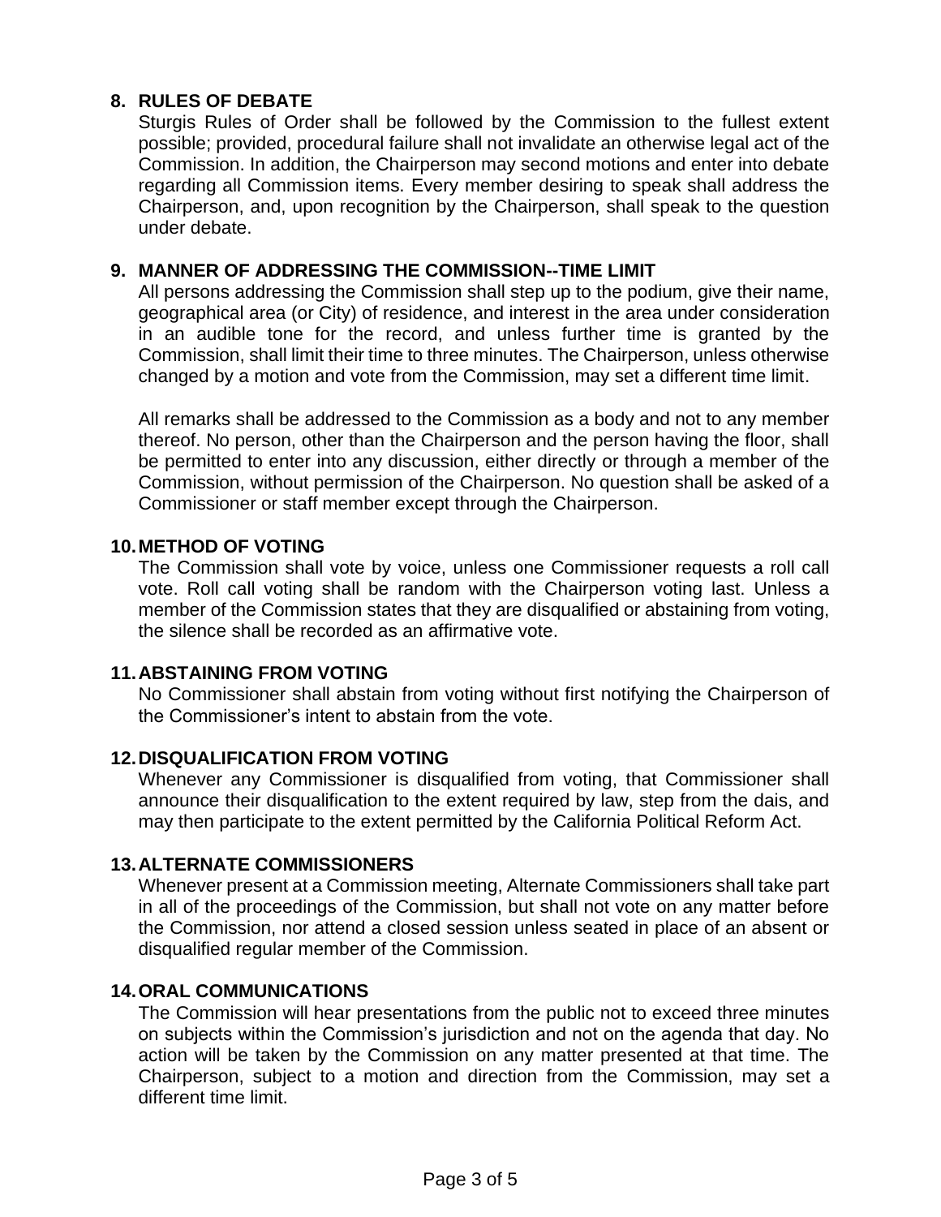## 8. RULES OF DEBATE

Sturgis Rules of Order shall be followed by the Commission to the fullest extent possible; provided, procedural failure shall not invalidate an otherwise legal act of the Commission. In addition, the Chairperson may second motions and enter into debate regarding all Commission items. Every member desiring to speak shall address the Chairperson, and, upon recognition by the Chairperson, shall speak to the question under debate.

## 9. MANNER OF ADDRESSING THE COMMISSION--TIME LIMIT

All persons addressing the Commission shall step up to the podium, give their name, geographical area (or City) of residence, and interest in the area under consideration in an audible tone for the record, and unless further time is granted by the Commission, shall limit their time to three minutes. The Chairperson, unless otherwise changed by a motion and vote from the Commission, may set a different time limit.

All remarks shall be addressed to the Commission as a body and not to any member thereof. No person, other than the Chairperson and the person having the floor, shall be permitted to enter into any discussion, either directly or through a member of the Commission, without permission of the Chairperson. No question shall be asked of a Commissioner or staff member except through the Chairperson.

## 10. METHOD OF VOTING

The Commission shall vote by voice, unless one Commissioner requests a roll call vote. Roll call voting shall be random with the Chairperson voting last. Unless a member of the Commission states that they are disqualified or abstaining from voting, the silence shall be recorded as an affirmative vote.

## 11. ABSTAINING FROM VOTING

No Commissioner shall abstain from voting without first notifying the Chairperson of the Commissioner's intent to abstain from the vote.

## 12. DISQUALIFICATION FROM VOTING

Whenever any Commissioner is disqualified from voting, that Commissioner shall announce their disqualification to the extent required by law, step from the dais, and may then participate to the extent permitted by the California Political Reform Act.

## 13. ALTERNATE COMMISSIONERS

Whenever present at a Commission meeting, Alternate Commissioners shall take part in all of the proceedings of the Commission, but shall not vote on any matter before the Commission, nor attend a closed session unless seated in place of an absent or disqualified regular member of the Commission.

## 14. ORAL COMMUNICATIONS

The Commission will hear presentations from the public not to exceed three minutes on subjects within the Commission's jurisdiction and not on the agenda that day. No action will be taken by the Commission on any matter presented at that time. The Chairperson, subject to a motion and direction from the Commission, may set a different time limit.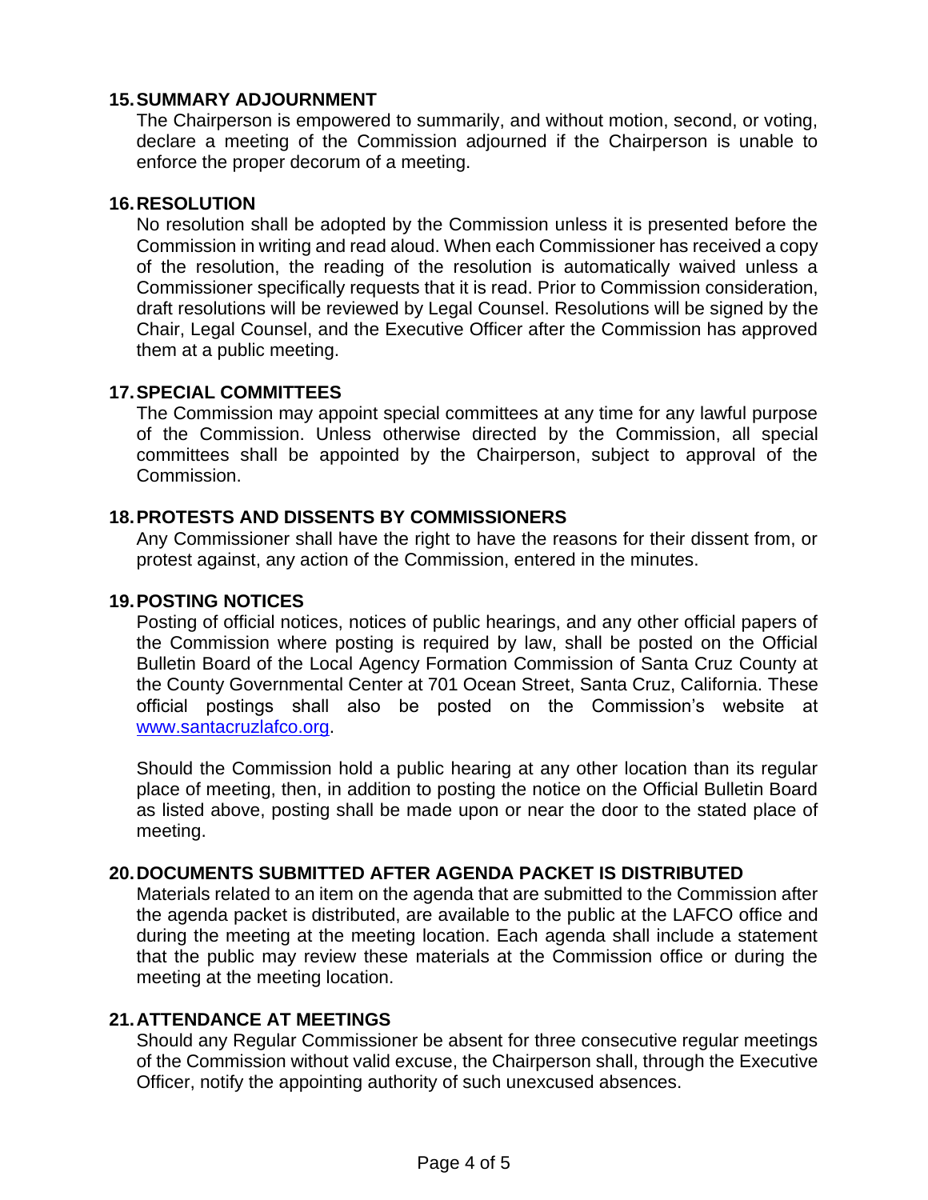## 15. SUMMARY ADJOURNMENT

The Chairperson is empowered to summarily, and without motion, second, or voting, declare a meeting of the Commission adjourned if the Chairperson is unable to enforce the proper decorum of a meeting.

## 16. RESOLUTION

No resolution shall be adopted by the Commission unless it is presented before the Commission in writing and read aloud. When each Commissioner has received a copy of the resolution, the reading of the resolution is automatically waived unless a Commissioner specifically requests that it is read. Prior to Commission consideration, draft resolutions will be reviewed by Legal Counsel. Resolutions will be signed by the Chair, Legal Counsel, and the Executive Officer after the Commission has approved them at a public meeting.

## 17. SPECIAL COMMITTEES

The Commission may appoint special committees at any time for any lawful purpose of the Commission. Unless otherwise directed by the Commission, all special committees shall be appointed by the Chairperson, subject to approval of the Commission.

## 18. PROTESTS AND DISSENTS BY COMMISSIONERS

Any Commissioner shall have the right to have the reasons for their dissent from, or protest against, any action of the Commission, entered in the minutes.

## 19. POSTING NOTICES

Posting of official notices, notices of public hearings, and any other official papers of the Commission where posting is required by law, shall be posted on the Official Bulletin Board of the Local Agency Formation Commission of Santa Cruz County at the County Governmental Center at 701 Ocean Street, Santa Cruz, California. These official postings shall also be posted on the Commission's website at [www.santacruzlafco.org](http://www.santacruzlafco.org).

Should the Commission hold a public hearing at any other location than its regular place of meeting, then, in addition to posting the notice on the Official Bulletin Board as listed above, posting shall be made upon or near the door to the stated place of meeting.

## 20. DOCUMENTS SUBMITTED AFTER AGENDA PACKET IS DISTRIBUTED

Materials related to an item on the agenda that are submitted to the Commission after the agenda packet is distributed, are available to the public at the LAFCO office and during the meeting at the meeting location. Each agenda shall include a statement that the public may review these materials at the Commission office or during the meeting at the meeting location.

## 21. ATTENDANCE AT MEETINGS

Should any Regular Commissioner be absent for three consecutive regular meetings of the Commission without valid excuse, the Chairperson shall, through the Executive Officer, notify the appointing authority of such unexcused absences.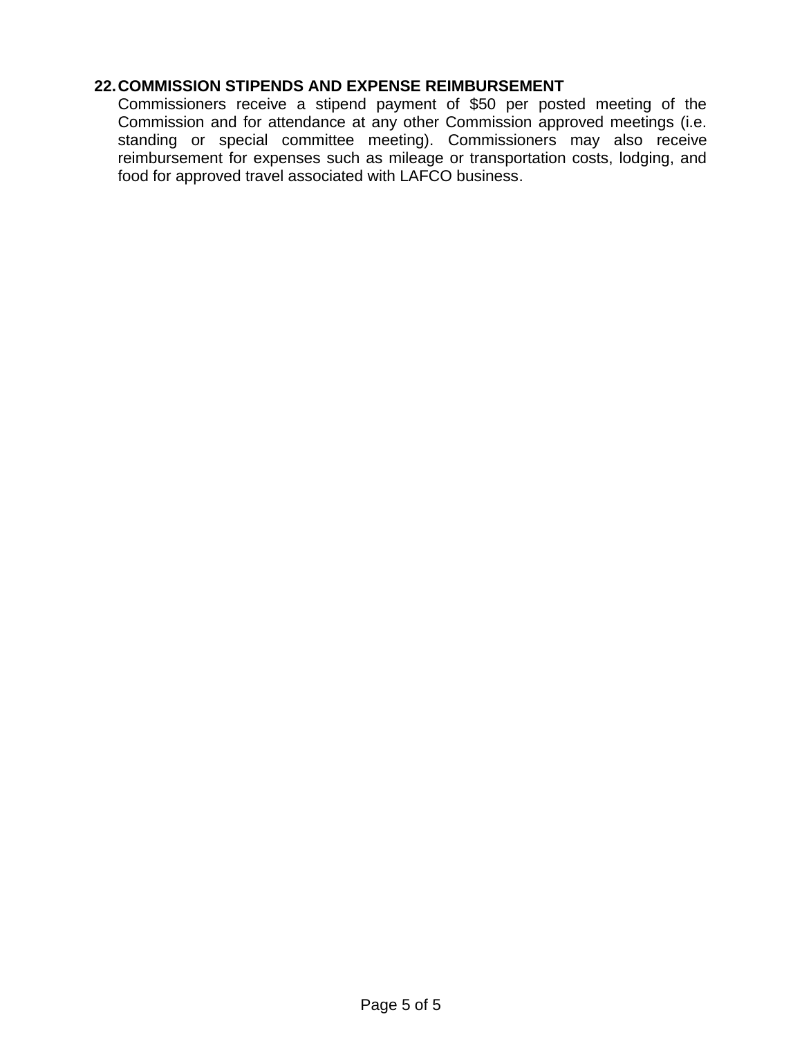**22. COMMISSION STIPENDS AND EXPENSE REIMBURSEMENT**

Commissioners receive a stipend payment of $50 per posted meeting of the Commission and for attendance at any other Commission approved meetings (i.e. standing or special committee meeting). Commissioners may also receive reimbursement for expenses such as mileage or transportation costs, lodging, and food for approved travel associated with LAFCO business.